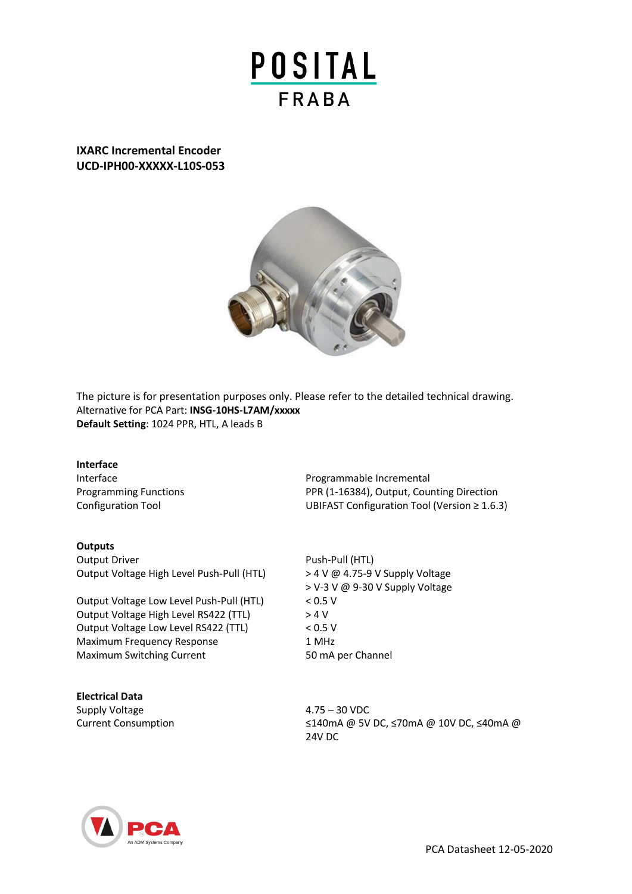# POSITAL FRABA

**IXARC Incremental Encoder**
**UCD-IPH00-XXXXX-L10S-053**

The picture is for presentation purposes only. Please refer to the detailed technical drawing.
Alternative for PCA Part: **INSG-10HS-L7AM/xxxxx**
**Default Setting**: 1024 PPR, HTL, A leads B

**Interface**

| | |
|---|---|
| Interface | Programmable Incremental |
| Programming Functions | PPR (1-16384), Output, Counting Direction |
| Configuration Tool | UBIFAST Configuration Tool (Version ≥ 1.6.3) |

**Outputs**

| | |
|---|---|
| Output Driver | Push-Pull (HTL) |
| Output Voltage High Level Push-Pull (HTL) | > 4 V @ 4.75-9 V Supply Voltage<br>> V-3 V @ 9-30 V Supply Voltage |
| Output Voltage Low Level Push-Pull (HTL) | < 0.5 V |
| Output Voltage High Level RS422 (TTL) | > 4 V |
| Output Voltage Low Level RS422 (TTL) | < 0.5 V |
| Maximum Frequency Response | 1 MHz |
| Maximum Switching Current | 50 mA per Channel |

**Electrical Data**

| | |
|---|---|
| Supply Voltage | 4.75 – 30 VDC |
| Current Consumption | ≤140mA @ 5V DC, ≤70mA @ 10V DC, ≤40mA @ 24V DC |

PCA Datasheet 12-05-2020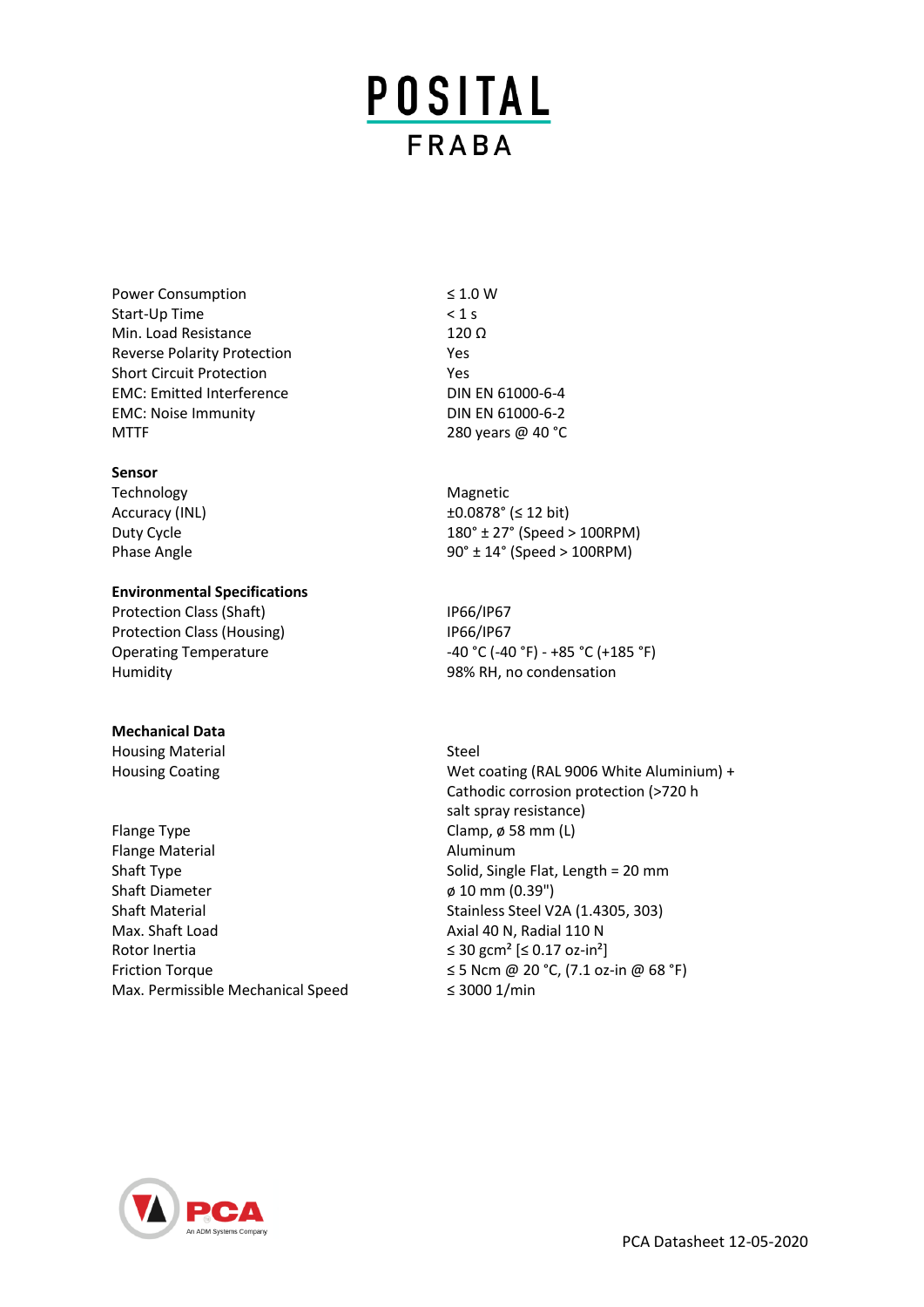| | |
|---|---|
| Power Consumption | ≤ 1.0 W |
| Start-Up Time | < 1 s |
| Min. Load Resistance | 120 Ω |
| Reverse Polarity Protection | Yes |
| Short Circuit Protection | Yes |
| EMC: Emitted Interference | DIN EN 61000-6-4 |
| EMC: Noise Immunity | DIN EN 61000-6-2 |
| MTTF | 280 years @ 40 °C |

**Sensor**

| | |
|---|---|
| Technology | Magnetic |
| Accuracy (INL) | ±0.0878° (≤ 12 bit) |
| Duty Cycle | 180° ± 27° (Speed > 100RPM) |
| Phase Angle | 90° ± 14° (Speed > 100RPM) |

**Environmental Specifications**

| | |
|---|---|
| Protection Class (Shaft) | IP66/IP67 |
| Protection Class (Housing) | IP66/IP67 |
| Operating Temperature | -40 °C (-40 °F) - +85 °C (+185 °F) |
| Humidity | 98% RH, no condensation |

**Mechanical Data**

| | |
|---|---|
| Housing Material | Steel |
| Housing Coating | Wet coating (RAL 9006 White Aluminium) + Cathodic corrosion protection (>720 h salt spray resistance) |
| Flange Type | Clamp, ø 58 mm (L) |
| Flange Material | Aluminum |
| Shaft Type | Solid, Single Flat, Length = 20 mm |
| Shaft Diameter | ø 10 mm (0.39") |
| Shaft Material | Stainless Steel V2A (1.4305, 303) |
| Max. Shaft Load | Axial 40 N, Radial 110 N |
| Rotor Inertia | ≤ 30 gcm² [≤ 0.17 oz-in²] |
| Friction Torque | ≤ 5 Ncm @ 20 °C, (7.1 oz-in @ 68 °F) |
| Max. Permissible Mechanical Speed | ≤ 3000 1/min |

PCA Datasheet 12-05-2020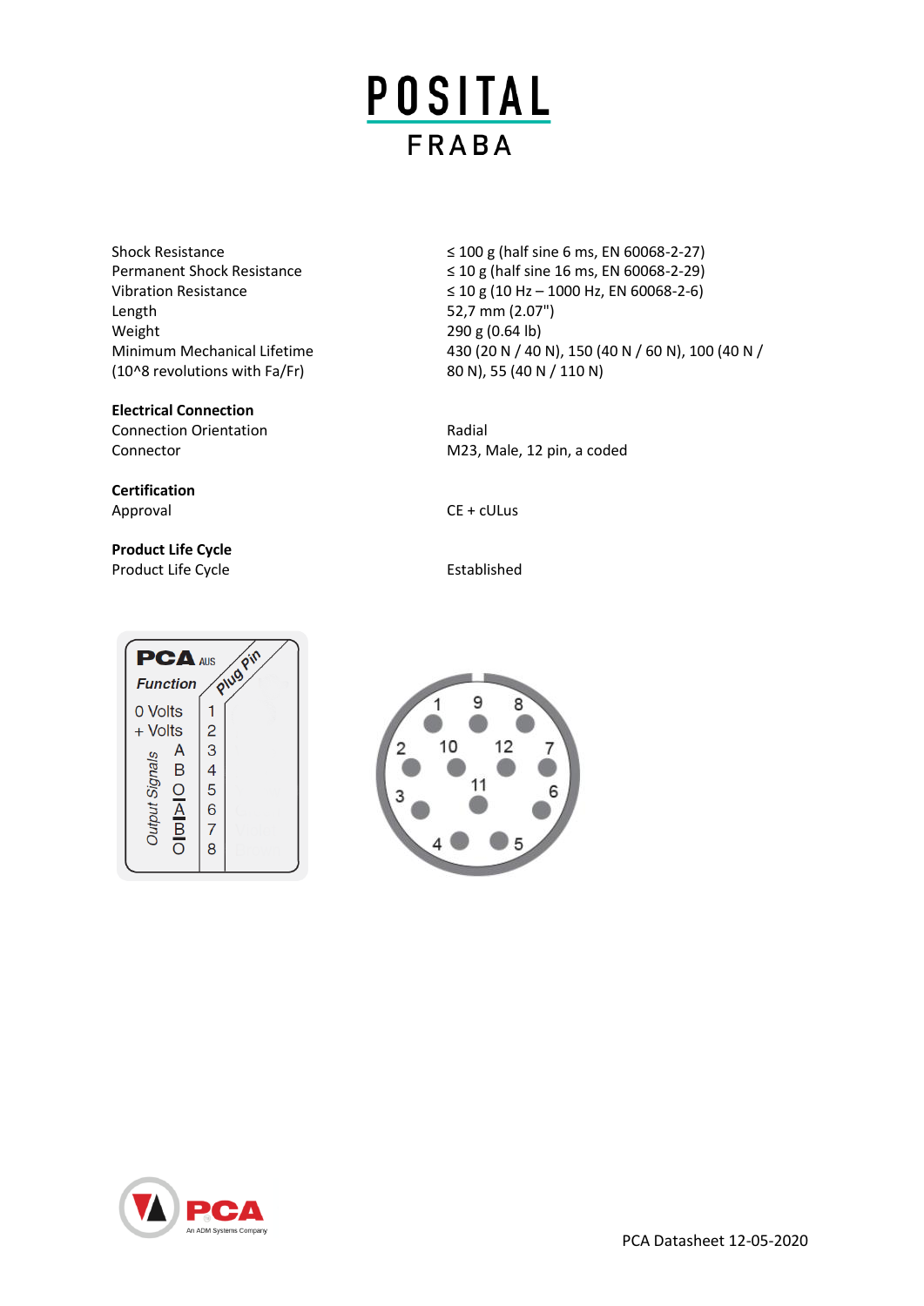| | |
|---|---|
| Shock Resistance | ≤ 100 g (half sine 6 ms, EN 60068-2-27) |
| Permanent Shock Resistance | ≤ 10 g (half sine 16 ms, EN 60068-2-29) |
| Vibration Resistance | ≤ 10 g (10 Hz – 1000 Hz, EN 60068-2-6) |
| Length | 52,7 mm (2.07") |
| Weight | 290 g (0.64 lb) |
| Minimum Mechanical Lifetime (10^8 revolutions with Fa/Fr) | 430 (20 N / 40 N), 150 (40 N / 60 N), 100 (40 N / 80 N), 55 (40 N / 110 N) |

**Electrical Connection**

| | |
|---|---|
| Connection Orientation | Radial |
| Connector | M23, Male, 12 pin, a coded |

**Certification**

| | |
|---|---|
| Approval | CE + cULus |

**Product Life Cycle**

| | |
|---|---|
| Product Life Cycle | Established |

PCA AUS

| Function | | Plug Pin |
|---|---|---|
| 0 Volts | | 1 |
| + Volts | | 2 |
| Output Signals | A | 3 |
| | B | 4 |
| | O | 5 |
| | $\overline{A}$ | 6 |
| | $\overline{B}$ | 7 |
| | $\overline{O}$ | 8 |

PCA Datasheet 12-05-2020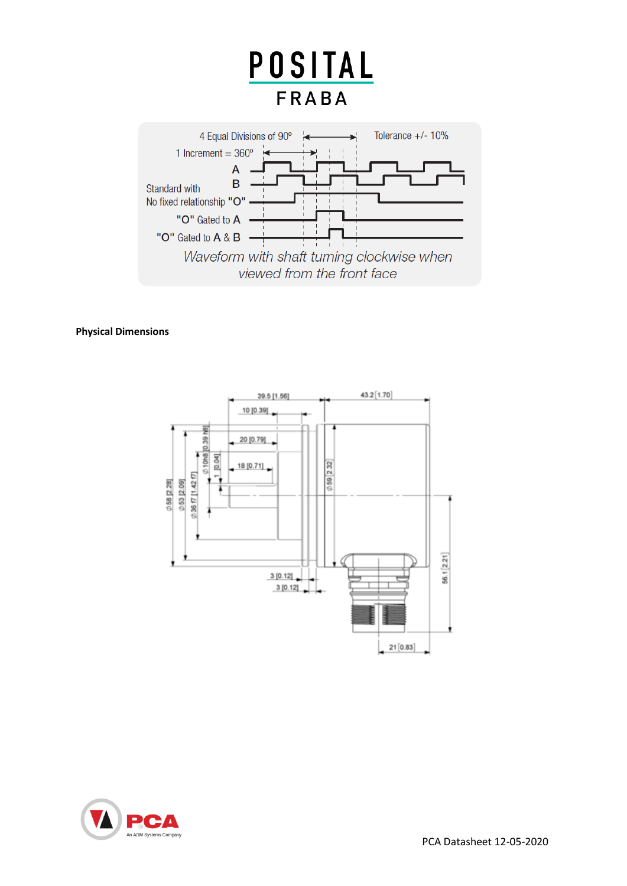4 Equal Divisions of 90°

Tolerance +/- 10%

1 Increment = 360°

A

B

Standard with No fixed relationship "O"

"O" Gated to A

"O" Gated to A & B

*Waveform with shaft turning clockwise when viewed from the front face*

**Physical Dimensions**

39.5 [1.56]

10 [0.39]

20 [0.79]

18 [0.71]

43.2 [1.70]

Ø 58 [2.28]

Ø 53 [2.09]

Ø 36 f7 [1.42 f7]

Ø 10h8 [0.39 h8]

1 [0.04]

Ø 59 [2.32]

3 [0.12]

3 [0.12]

56.1 [2.21]

21 [0.83]

PCA Datasheet 12-05-2020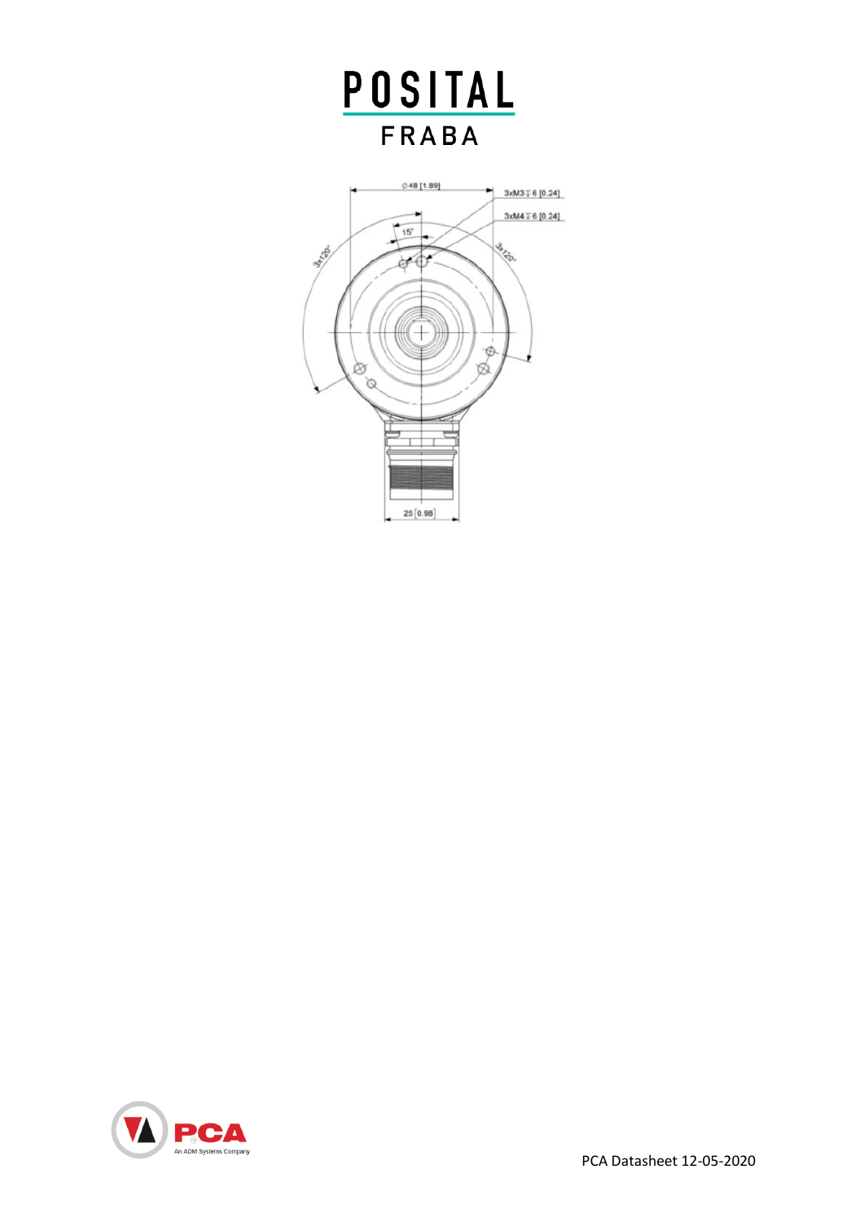POSITAL

FRABA

⌀48 [1.89]

3xM3 ↧ 6 [0.24]

3xM4 ↧ 6 [0.24]

15°

3x120°

3x120°

25 [0.98]

PCA Datasheet 12-05-2020